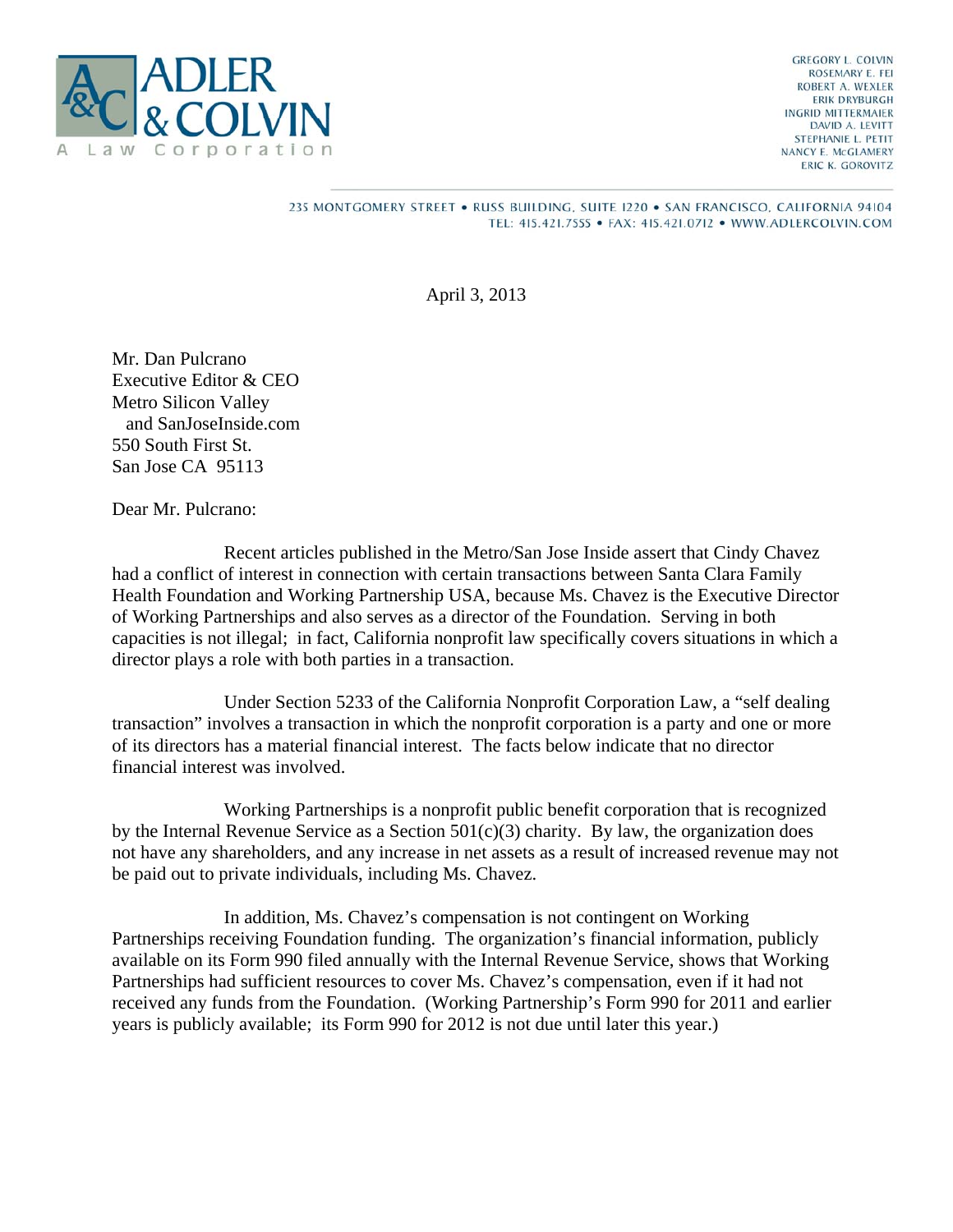**ADLER & COLVIN**
A Law Corporation

GREGORY L. COLVIN
ROSEMARY E. FEI
ROBERT A. WEXLER
ERIK DRYBURGH
INGRID MITTERMAIER
DAVID A. LEVITT
STEPHANIE L. PETIT
NANCY E. McGLAMERY
ERIC K. GOROVITZ

235 MONTGOMERY STREET • RUSS BUILDING, SUITE 1220 • SAN FRANCISCO, CALIFORNIA 94104
TEL: 415.421.7555 • FAX: 415.421.0712 • WWW.ADLERCOLVIN.COM

April 3, 2013

Mr. Dan Pulcrano
Executive Editor & CEO
Metro Silicon Valley
and SanJoseInside.com
550 South First St.
San Jose CA 95113

Dear Mr. Pulcrano:

Recent articles published in the Metro/San Jose Inside assert that Cindy Chavez had a conflict of interest in connection with certain transactions between Santa Clara Family Health Foundation and Working Partnership USA, because Ms. Chavez is the Executive Director of Working Partnerships and also serves as a director of the Foundation. Serving in both capacities is not illegal; in fact, California nonprofit law specifically covers situations in which a director plays a role with both parties in a transaction.

Under Section 5233 of the California Nonprofit Corporation Law, a "self dealing transaction" involves a transaction in which the nonprofit corporation is a party and one or more of its directors has a material financial interest. The facts below indicate that no director financial interest was involved.

Working Partnerships is a nonprofit public benefit corporation that is recognized by the Internal Revenue Service as a Section 501(c)(3) charity. By law, the organization does not have any shareholders, and any increase in net assets as a result of increased revenue may not be paid out to private individuals, including Ms. Chavez.

In addition, Ms. Chavez's compensation is not contingent on Working Partnerships receiving Foundation funding. The organization's financial information, publicly available on its Form 990 filed annually with the Internal Revenue Service, shows that Working Partnerships had sufficient resources to cover Ms. Chavez's compensation, even if it had not received any funds from the Foundation. (Working Partnership's Form 990 for 2011 and earlier years is publicly available; its Form 990 for 2012 is not due until later this year.)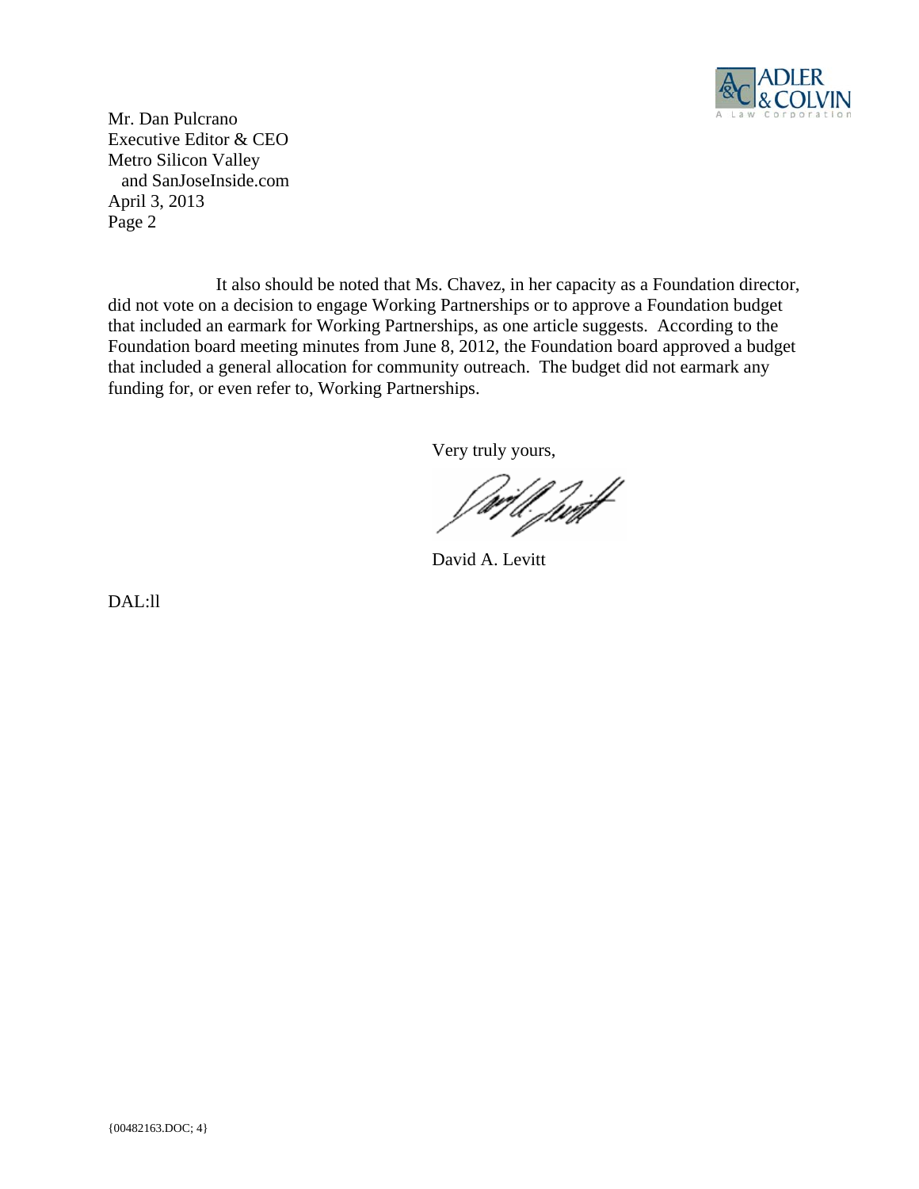Mr. Dan Pulcrano
Executive Editor & CEO
Metro Silicon Valley
and SanJoseInside.com
April 3, 2013
Page 2

It also should be noted that Ms. Chavez, in her capacity as a Foundation director, did not vote on a decision to engage Working Partnerships or to approve a Foundation budget that included an earmark for Working Partnerships, as one article suggests. According to the Foundation board meeting minutes from June 8, 2012, the Foundation board approved a budget that included a general allocation for community outreach. The budget did not earmark any funding for, or even refer to, Working Partnerships.

Very truly yours,

David A. Levitt

DAL:ll

{00482163.DOC; 4}